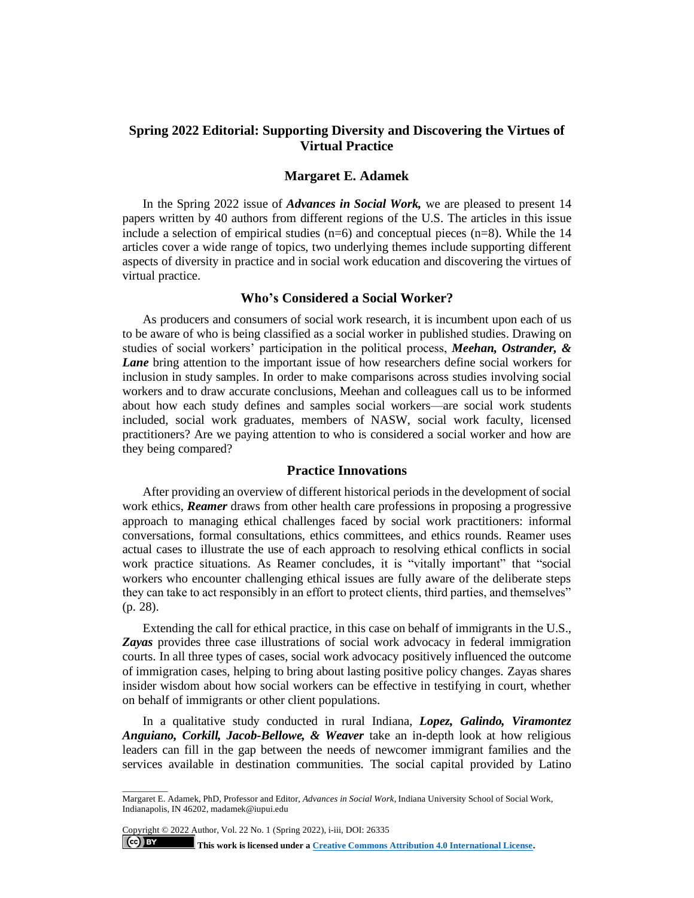# Spring 2022 Editorial: Supporting Diversity and Discovering the Virtues of Virtual Practice

## Margaret E. Adamek

In the Spring 2022 issue of ***Advances in Social Work,*** we are pleased to present 14 papers written by 40 authors from different regions of the U.S. The articles in this issue include a selection of empirical studies (n=6) and conceptual pieces (n=8). While the 14 articles cover a wide range of topics, two underlying themes include supporting different aspects of diversity in practice and in social work education and discovering the virtues of virtual practice.

### Who's Considered a Social Worker?

As producers and consumers of social work research, it is incumbent upon each of us to be aware of who is being classified as a social worker in published studies. Drawing on studies of social workers' participation in the political process, ***Meehan, Ostrander, & Lane*** bring attention to the important issue of how researchers define social workers for inclusion in study samples. In order to make comparisons across studies involving social workers and to draw accurate conclusions, Meehan and colleagues call us to be informed about how each study defines and samples social workers—are social work students included, social work graduates, members of NASW, social work faculty, licensed practitioners? Are we paying attention to who is considered a social worker and how are they being compared?

### Practice Innovations

After providing an overview of different historical periods in the development of social work ethics, ***Reamer*** draws from other health care professions in proposing a progressive approach to managing ethical challenges faced by social work practitioners: informal conversations, formal consultations, ethics committees, and ethics rounds. Reamer uses actual cases to illustrate the use of each approach to resolving ethical conflicts in social work practice situations. As Reamer concludes, it is "vitally important" that "social workers who encounter challenging ethical issues are fully aware of the deliberate steps they can take to act responsibly in an effort to protect clients, third parties, and themselves" (p. 28).

Extending the call for ethical practice, in this case on behalf of immigrants in the U.S., ***Zayas*** provides three case illustrations of social work advocacy in federal immigration courts. In all three types of cases, social work advocacy positively influenced the outcome of immigration cases, helping to bring about lasting positive policy changes. Zayas shares insider wisdom about how social workers can be effective in testifying in court, whether on behalf of immigrants or other client populations.

In a qualitative study conducted in rural Indiana, ***Lopez, Galindo, Viramontez Anguiano, Corkill, Jacob-Bellowe, & Weaver*** take an in-depth look at how religious leaders can fill in the gap between the needs of newcomer immigrant families and the services available in destination communities. The social capital provided by Latino

---

Margaret E. Adamek, PhD, Professor and Editor, *Advances in Social Work*, Indiana University School of Social Work, Indianapolis, IN 46202, madamek@iupui.edu

Copyright © 2022 Author, Vol. 22 No. 1 (Spring 2022), i-iii, DOI: 26335

**This work is licensed under a Creative Commons Attribution 4.0 International License.**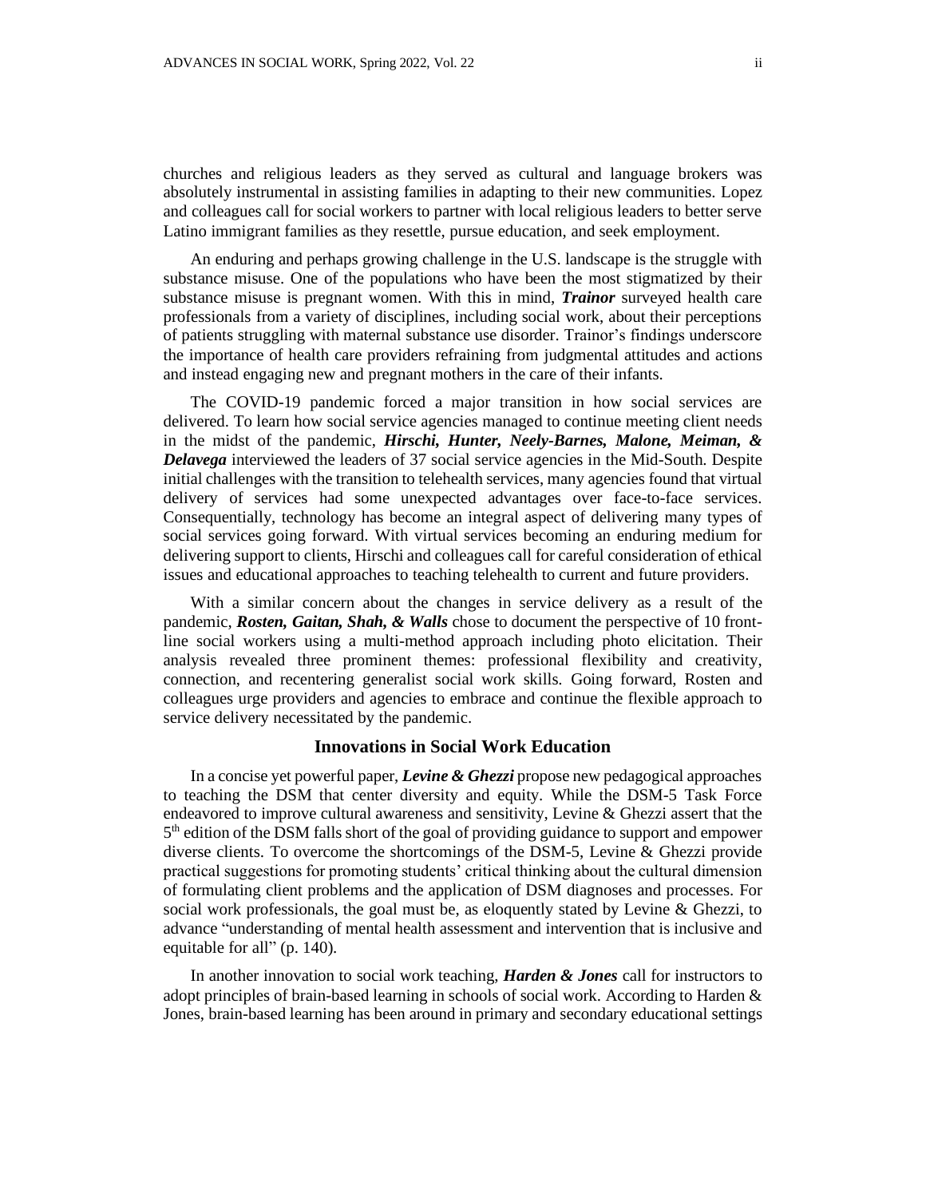churches and religious leaders as they served as cultural and language brokers was absolutely instrumental in assisting families in adapting to their new communities. Lopez and colleagues call for social workers to partner with local religious leaders to better serve Latino immigrant families as they resettle, pursue education, and seek employment.

An enduring and perhaps growing challenge in the U.S. landscape is the struggle with substance misuse. One of the populations who have been the most stigmatized by their substance misuse is pregnant women. With this in mind, ***Trainor*** surveyed health care professionals from a variety of disciplines, including social work, about their perceptions of patients struggling with maternal substance use disorder. Trainor's findings underscore the importance of health care providers refraining from judgmental attitudes and actions and instead engaging new and pregnant mothers in the care of their infants.

The COVID-19 pandemic forced a major transition in how social services are delivered. To learn how social service agencies managed to continue meeting client needs in the midst of the pandemic, ***Hirschi, Hunter, Neely-Barnes, Malone, Meiman, & Delavega*** interviewed the leaders of 37 social service agencies in the Mid-South. Despite initial challenges with the transition to telehealth services, many agencies found that virtual delivery of services had some unexpected advantages over face-to-face services. Consequentially, technology has become an integral aspect of delivering many types of social services going forward. With virtual services becoming an enduring medium for delivering support to clients, Hirschi and colleagues call for careful consideration of ethical issues and educational approaches to teaching telehealth to current and future providers.

With a similar concern about the changes in service delivery as a result of the pandemic, ***Rosten, Gaitan, Shah, & Walls*** chose to document the perspective of 10 front-line social workers using a multi-method approach including photo elicitation. Their analysis revealed three prominent themes: professional flexibility and creativity, connection, and recentering generalist social work skills. Going forward, Rosten and colleagues urge providers and agencies to embrace and continue the flexible approach to service delivery necessitated by the pandemic.

## Innovations in Social Work Education

In a concise yet powerful paper, ***Levine & Ghezzi*** propose new pedagogical approaches to teaching the DSM that center diversity and equity. While the DSM-5 Task Force endeavored to improve cultural awareness and sensitivity, Levine & Ghezzi assert that the 5th edition of the DSM falls short of the goal of providing guidance to support and empower diverse clients. To overcome the shortcomings of the DSM-5, Levine & Ghezzi provide practical suggestions for promoting students' critical thinking about the cultural dimension of formulating client problems and the application of DSM diagnoses and processes. For social work professionals, the goal must be, as eloquently stated by Levine & Ghezzi, to advance "understanding of mental health assessment and intervention that is inclusive and equitable for all" (p. 140).

In another innovation to social work teaching, ***Harden & Jones*** call for instructors to adopt principles of brain-based learning in schools of social work. According to Harden & Jones, brain-based learning has been around in primary and secondary educational settings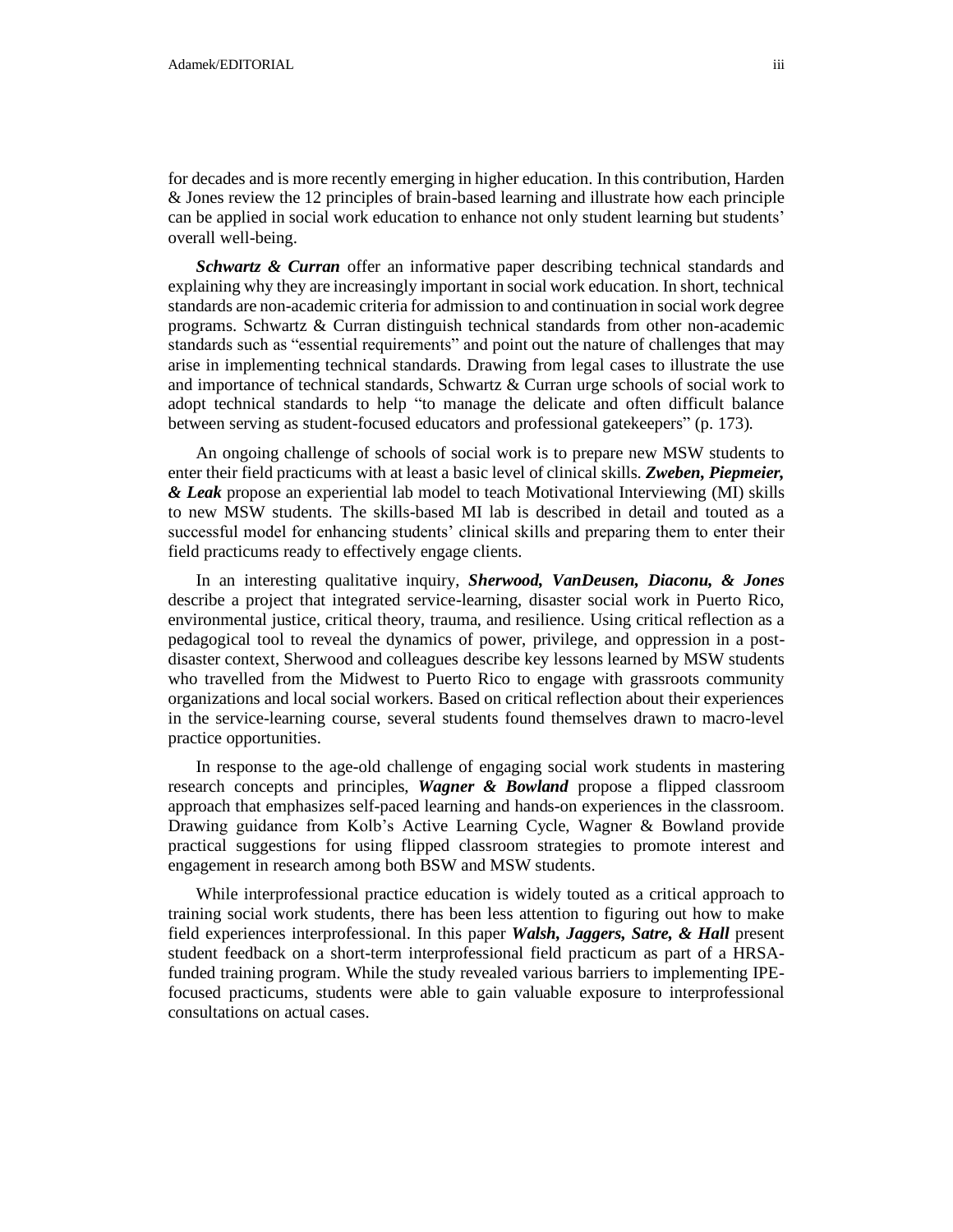for decades and is more recently emerging in higher education. In this contribution, Harden & Jones review the 12 principles of brain-based learning and illustrate how each principle can be applied in social work education to enhance not only student learning but students' overall well-being.

***Schwartz & Curran*** offer an informative paper describing technical standards and explaining why they are increasingly important in social work education. In short, technical standards are non-academic criteria for admission to and continuation in social work degree programs. Schwartz & Curran distinguish technical standards from other non-academic standards such as "essential requirements" and point out the nature of challenges that may arise in implementing technical standards. Drawing from legal cases to illustrate the use and importance of technical standards, Schwartz & Curran urge schools of social work to adopt technical standards to help "to manage the delicate and often difficult balance between serving as student-focused educators and professional gatekeepers" (p. 173).

An ongoing challenge of schools of social work is to prepare new MSW students to enter their field practicums with at least a basic level of clinical skills. ***Zweben, Piepmeier, & Leak*** propose an experiential lab model to teach Motivational Interviewing (MI) skills to new MSW students. The skills-based MI lab is described in detail and touted as a successful model for enhancing students' clinical skills and preparing them to enter their field practicums ready to effectively engage clients.

In an interesting qualitative inquiry, ***Sherwood, VanDeusen, Diaconu, & Jones*** describe a project that integrated service-learning, disaster social work in Puerto Rico, environmental justice, critical theory, trauma, and resilience. Using critical reflection as a pedagogical tool to reveal the dynamics of power, privilege, and oppression in a post-disaster context, Sherwood and colleagues describe key lessons learned by MSW students who travelled from the Midwest to Puerto Rico to engage with grassroots community organizations and local social workers. Based on critical reflection about their experiences in the service-learning course, several students found themselves drawn to macro-level practice opportunities.

In response to the age-old challenge of engaging social work students in mastering research concepts and principles, ***Wagner & Bowland*** propose a flipped classroom approach that emphasizes self-paced learning and hands-on experiences in the classroom. Drawing guidance from Kolb's Active Learning Cycle, Wagner & Bowland provide practical suggestions for using flipped classroom strategies to promote interest and engagement in research among both BSW and MSW students.

While interprofessional practice education is widely touted as a critical approach to training social work students, there has been less attention to figuring out how to make field experiences interprofessional. In this paper ***Walsh, Jaggers, Satre, & Hall*** present student feedback on a short-term interprofessional field practicum as part of a HRSA-funded training program. While the study revealed various barriers to implementing IPE-focused practicums, students were able to gain valuable exposure to interprofessional consultations on actual cases.